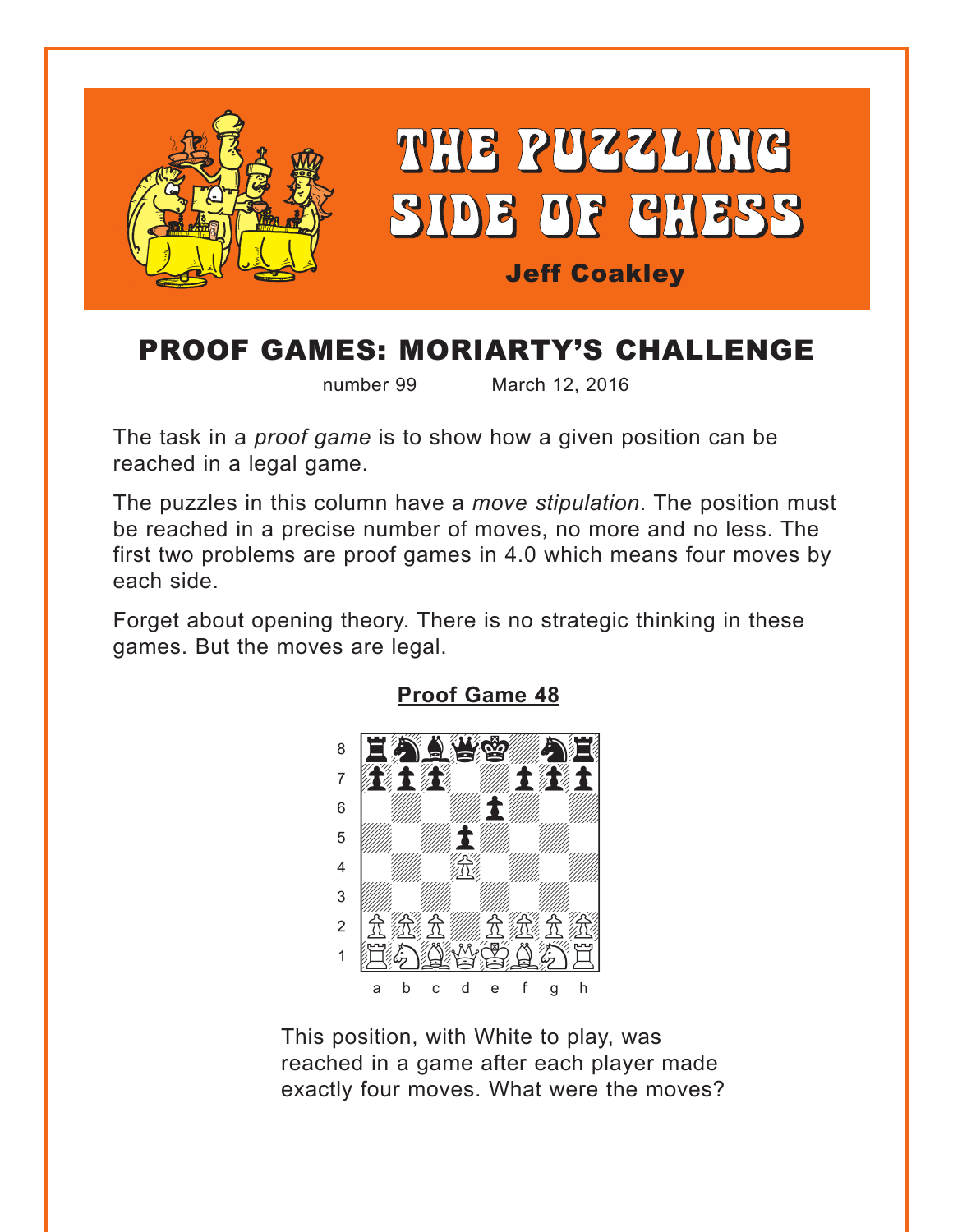# THE PUZZLING SIDE OF CHESS

**Jeff Coakley**

## PROOF GAMES: MORIARTY'S CHALLENGE

number 99 March 12, 2016

The task in a *proof game* is to show how a given position can be reached in a legal game.

The puzzles in this column have a *move stipulation*. The position must be reached in a precise number of moves, no more and no less. The first two problems are proof games in 4.0 which means four moves by each side.

Forget about opening theory. There is no strategic thinking in these games. But the moves are legal.

### Proof Game 48

8 ♜♞♝♛♚ ♞♜
7 ♟♟♟ ♟♟♟
6 ♟
5 ♟
4 ♙
3
2 ♙♙♙ ♙♙♙♙
1 ♖♘♗♕♔♗♘♖
a b c d e f g h

This position, with White to play, was reached in a game after each player made exactly four moves. What were the moves?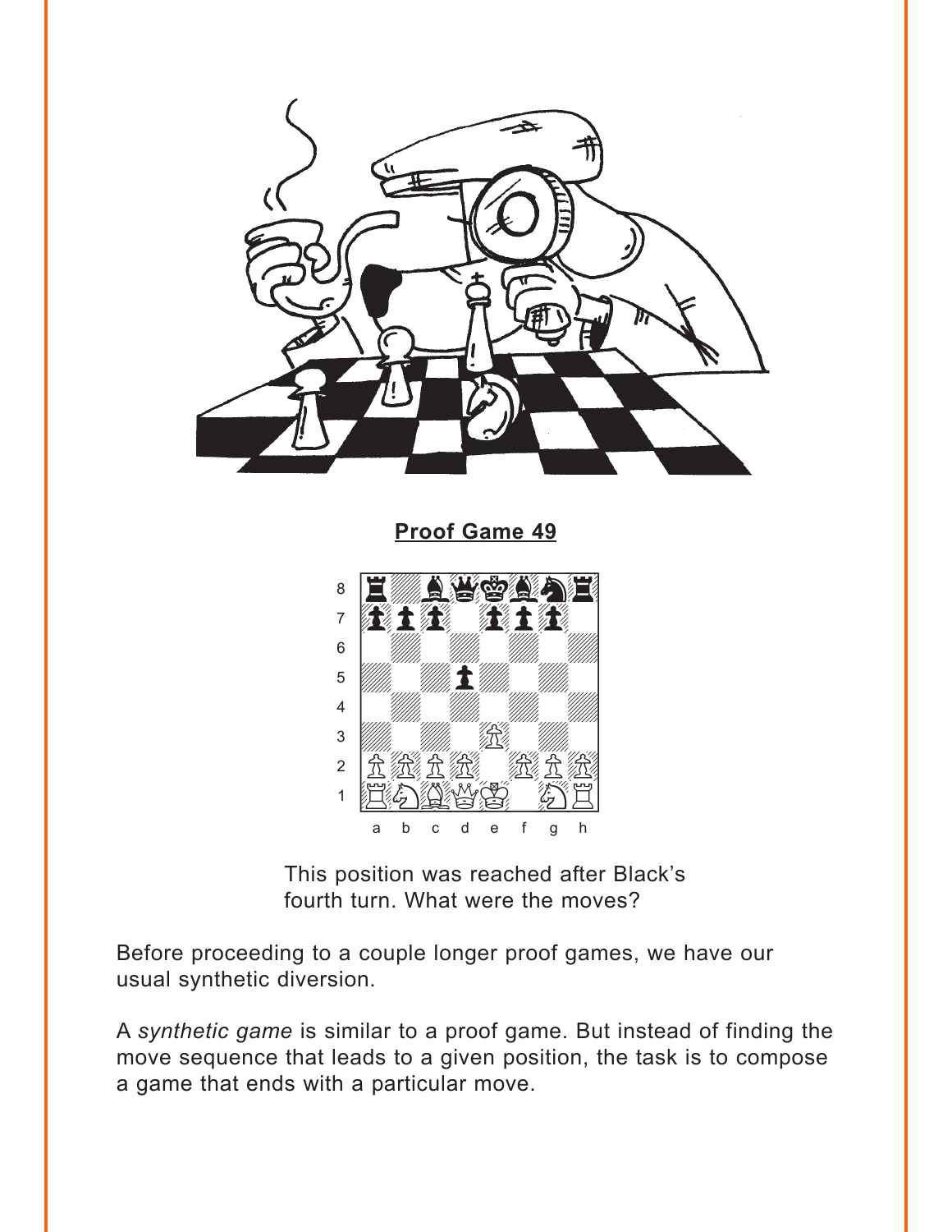**Proof Game 49**

This position was reached after Black's fourth turn. What were the moves?

Before proceeding to a couple longer proof games, we have our usual synthetic diversion.

A *synthetic game* is similar to a proof game. But instead of finding the move sequence that leads to a given position, the task is to compose a game that ends with a particular move.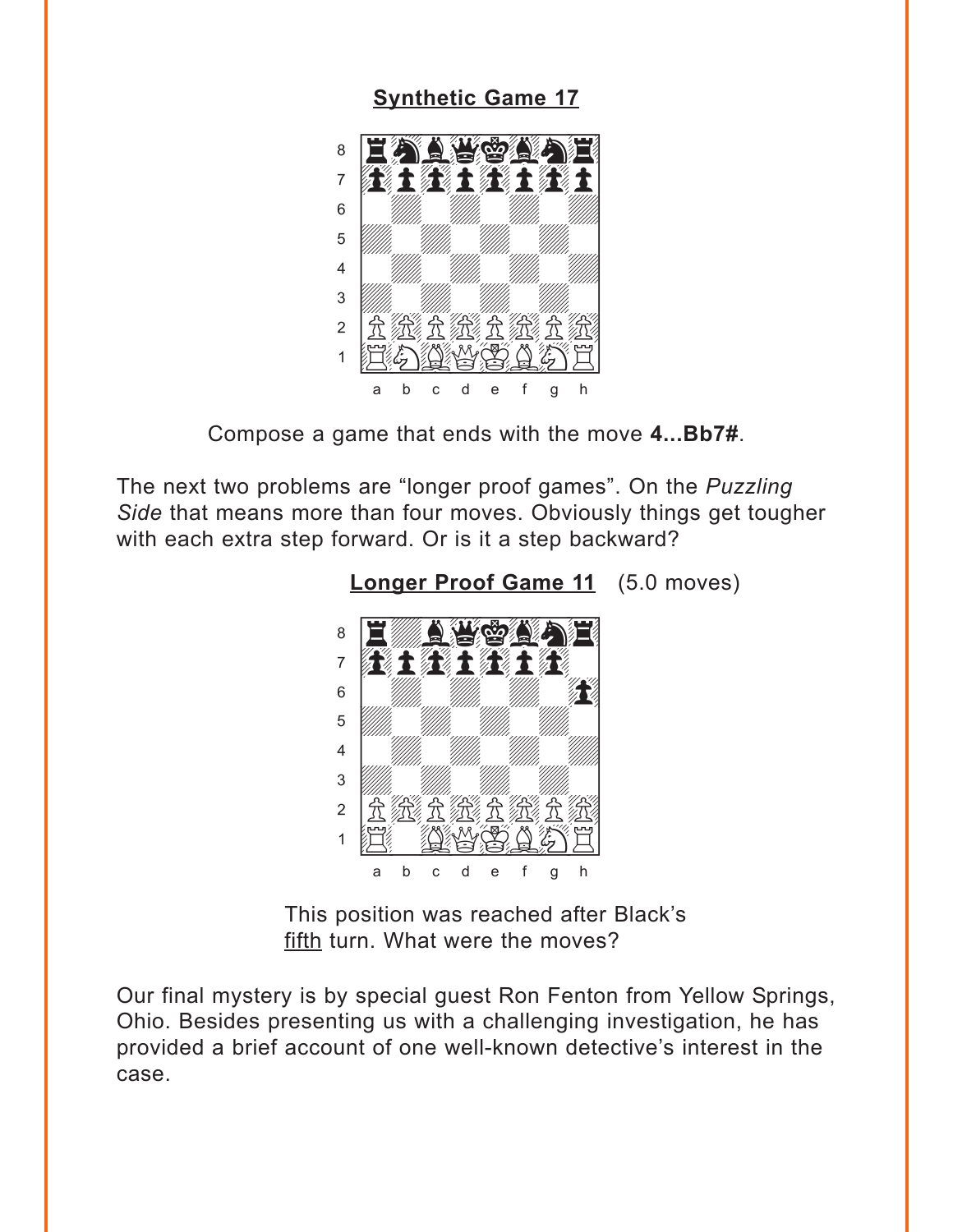**Synthetic Game 17**

Compose a game that ends with the move **4...Bb7#**.

The next two problems are “longer proof games”. On the *Puzzling Side* that means more than four moves. Obviously things get tougher with each extra step forward. Or is it a step backward?

**Longer Proof Game 11** (5.0 moves)

This position was reached after Black’s fifth turn. What were the moves?

Our final mystery is by special guest Ron Fenton from Yellow Springs, Ohio. Besides presenting us with a challenging investigation, he has provided a brief account of one well-known detective’s interest in the case.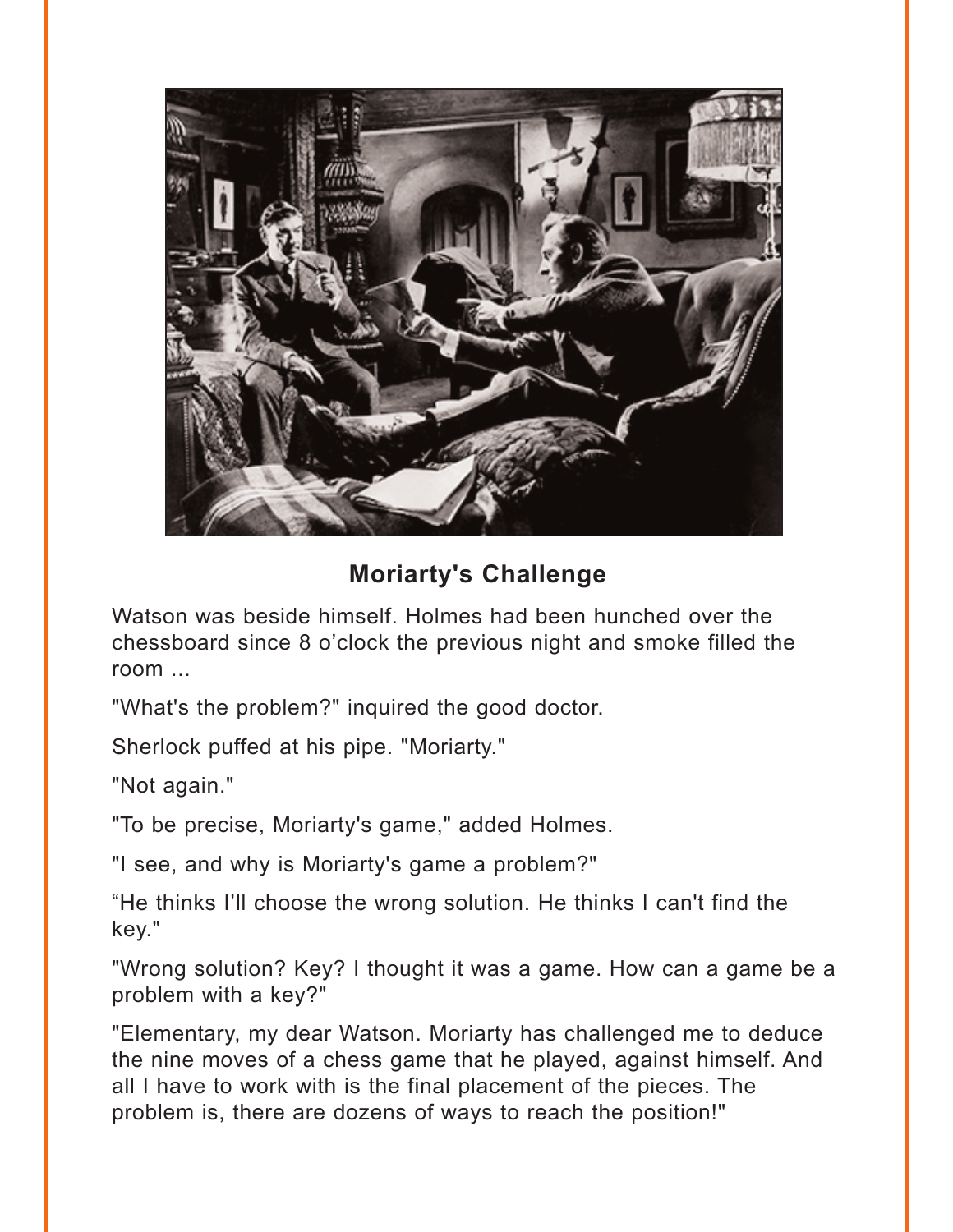## Moriarty's Challenge

Watson was beside himself. Holmes had been hunched over the chessboard since 8 o'clock the previous night and smoke filled the room ...

"What's the problem?" inquired the good doctor.

Sherlock puffed at his pipe. "Moriarty."

"Not again."

"To be precise, Moriarty's game," added Holmes.

"I see, and why is Moriarty's game a problem?"

"He thinks I'll choose the wrong solution. He thinks I can't find the key."

"Wrong solution? Key? I thought it was a game. How can a game be a problem with a key?"

"Elementary, my dear Watson. Moriarty has challenged me to deduce the nine moves of a chess game that he played, against himself. And all I have to work with is the final placement of the pieces. The problem is, there are dozens of ways to reach the position!"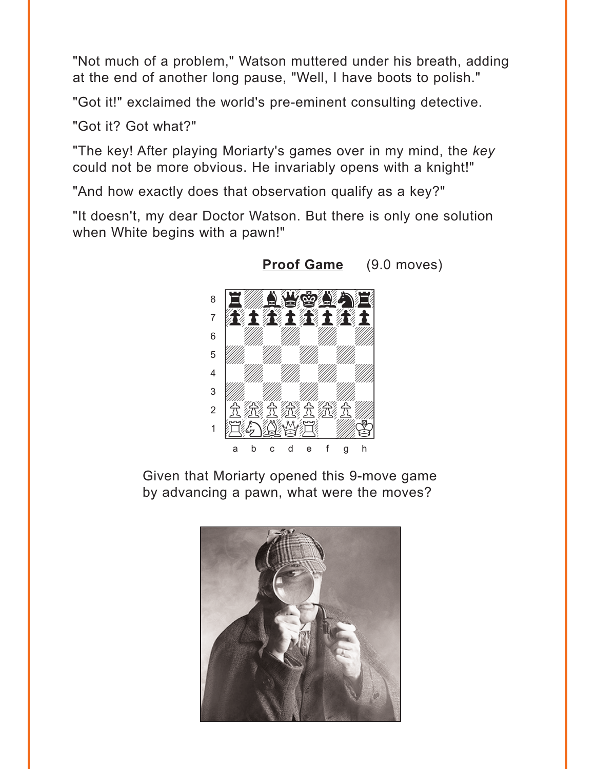"Not much of a problem," Watson muttered under his breath, adding at the end of another long pause, "Well, I have boots to polish."

"Got it!" exclaimed the world's pre-eminent consulting detective.

"Got it? Got what?"

"The key! After playing Moriarty's games over in my mind, the *key* could not be more obvious. He invariably opens with a knight!"

"And how exactly does that observation qualify as a key?"

"It doesn't, my dear Doctor Watson. But there is only one solution when White begins with a pawn!"

**Proof Game** (9.0 moves)

Given that Moriarty opened this 9-move game by advancing a pawn, what were the moves?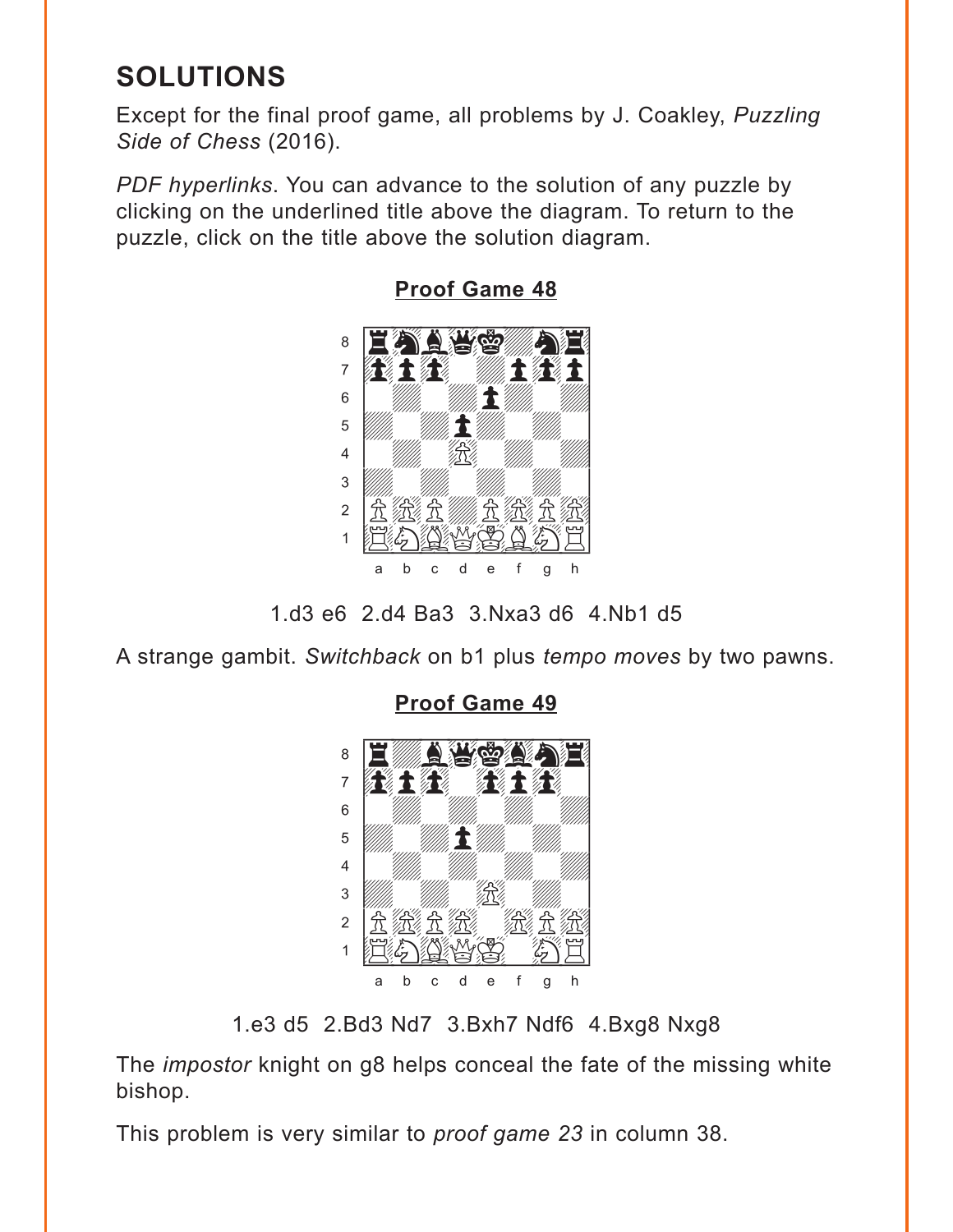# SOLUTIONS

Except for the final proof game, all problems by J. Coakley, *Puzzling Side of Chess* (2016).

*PDF hyperlinks*. You can advance to the solution of any puzzle by clicking on the underlined title above the diagram. To return to the puzzle, click on the title above the solution diagram.

## Proof Game 48

1.d3 e6 2.d4 Ba3 3.Nxa3 d6 4.Nb1 d5

A strange gambit. *Switchback* on b1 plus *tempo moves* by two pawns.

## Proof Game 49

1.e3 d5 2.Bd3 Nd7 3.Bxh7 Ndf6 4.Bxg8 Nxg8

The *impostor* knight on g8 helps conceal the fate of the missing white bishop.

This problem is very similar to *proof game 23* in column 38.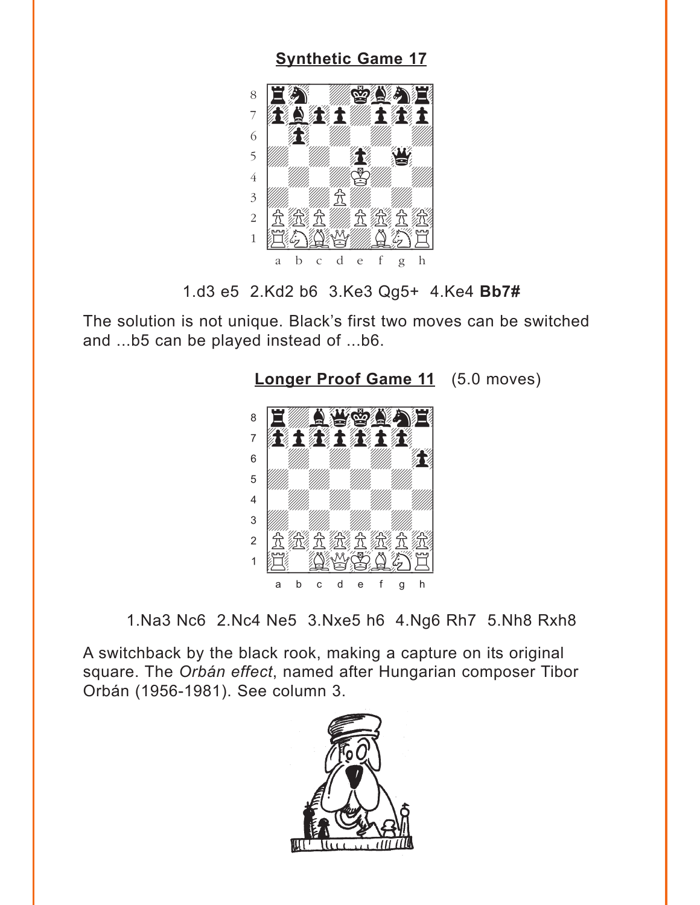## Synthetic Game 17

1.d3 e5 2.Kd2 b6 3.Ke3 Qg5+ 4.Ke4 **Bb7#**

The solution is not unique. Black's first two moves can be switched and ...b5 can be played instead of ...b6.

## Longer Proof Game 11 (5.0 moves)

1.Na3 Nc6 2.Nc4 Ne5 3.Nxe5 h6 4.Ng6 Rh7 5.Nh8 Rxh8

A switchback by the black rook, making a capture on its original square. The *Orbán effect*, named after Hungarian composer Tibor Orbán (1956-1981). See column 3.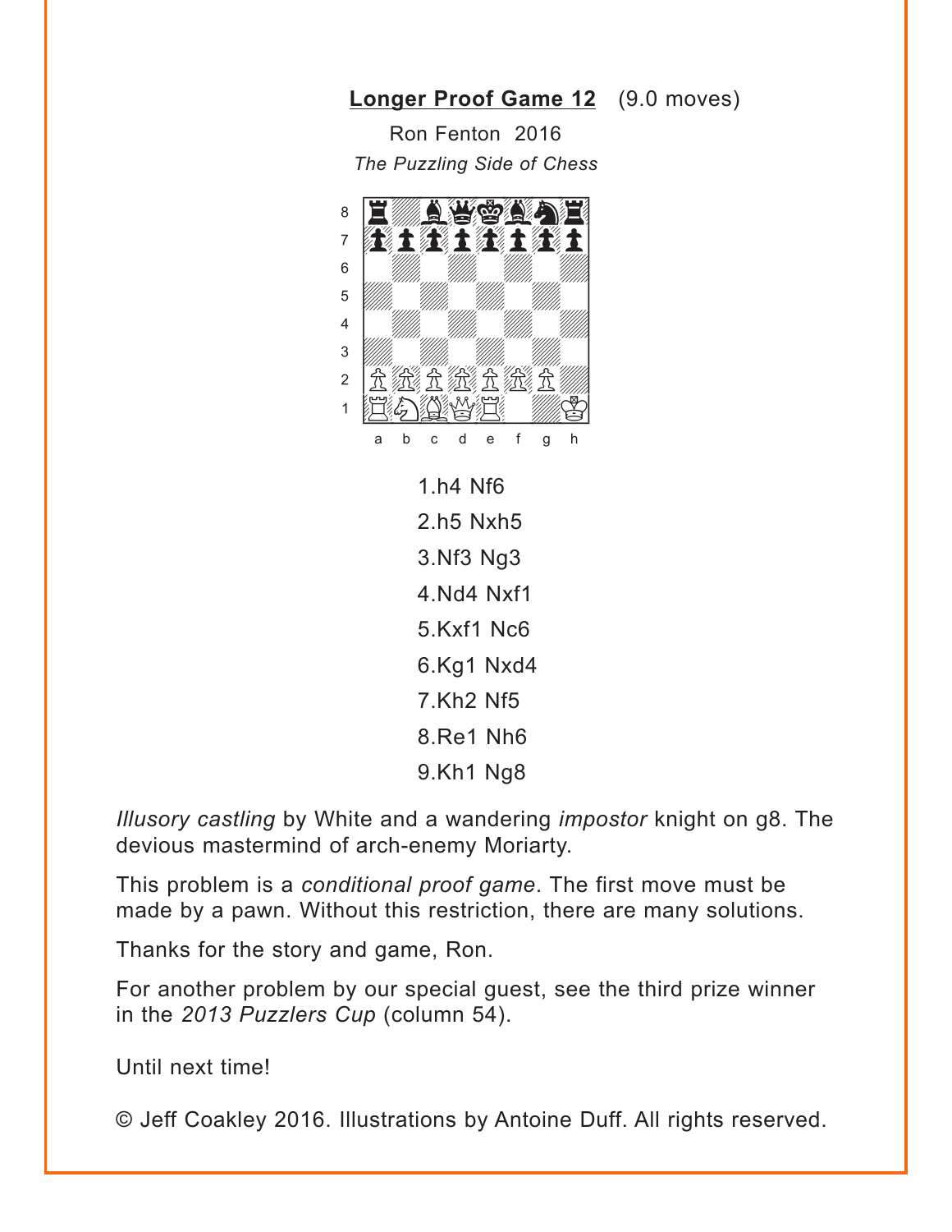## Longer Proof Game 12 (9.0 moves)

Ron Fenton 2016

*The Puzzling Side of Chess*

1.h4 Nf6
2.h5 Nxh5
3.Nf3 Ng3
4.Nd4 Nxf1
5.Kxf1 Nc6
6.Kg1 Nxd4
7.Kh2 Nf5
8.Re1 Nh6
9.Kh1 Ng8

*Illusory castling* by White and a wandering *impostor* knight on g8. The devious mastermind of arch-enemy Moriarty.

This problem is a *conditional proof game*. The first move must be made by a pawn. Without this restriction, there are many solutions.

Thanks for the story and game, Ron.

For another problem by our special guest, see the third prize winner in the *2013 Puzzlers Cup* (column 54).

Until next time!

© Jeff Coakley 2016. Illustrations by Antoine Duff. All rights reserved.